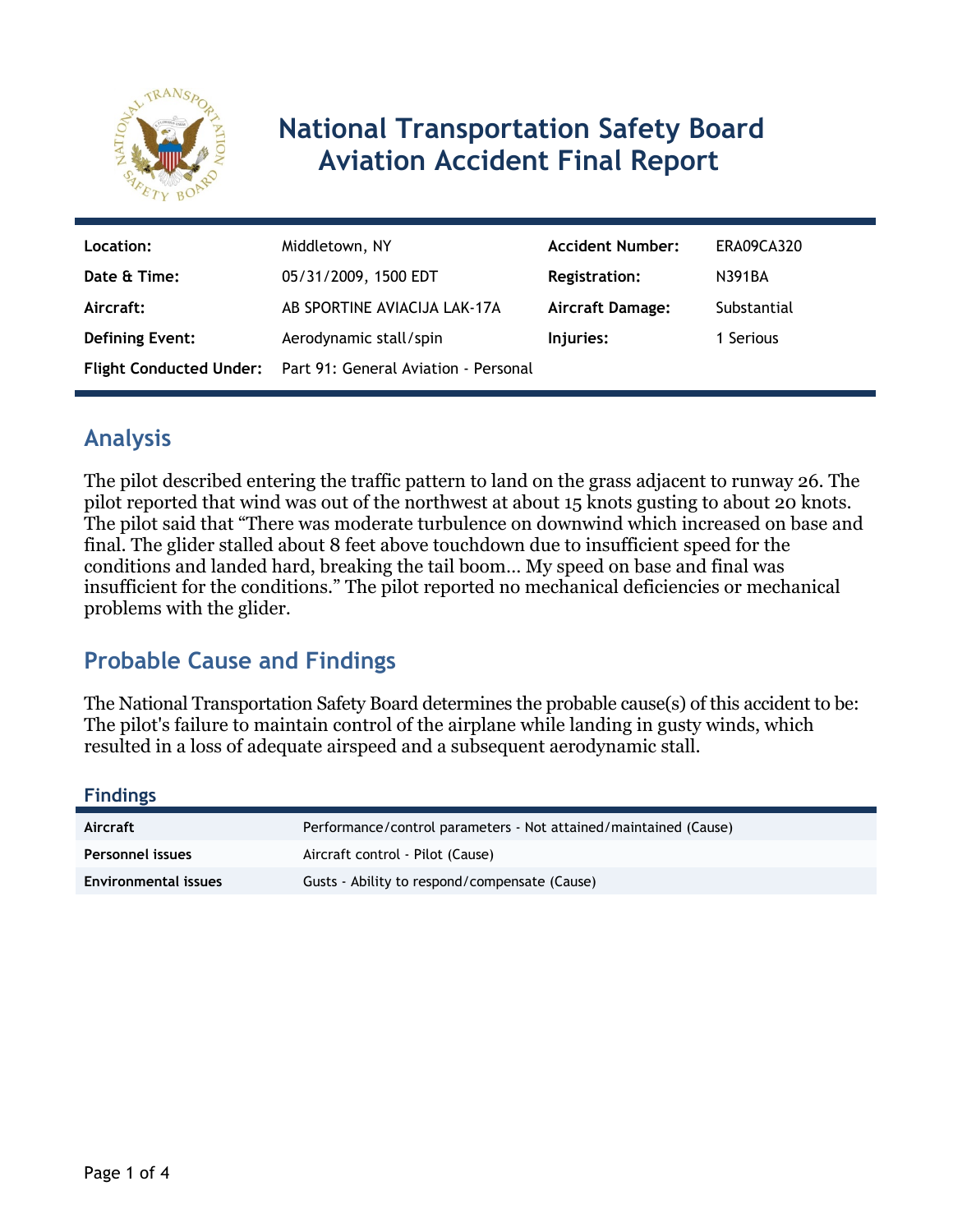# National Transportation Safety Board Aviation Accident Final Report

| | | | |
|---|---|---|---|
| **Location:** | Middletown, NY | **Accident Number:** | ERA09CA320 |
| **Date & Time:** | 05/31/2009, 1500 EDT | **Registration:** | N391BA |
| **Aircraft:** | AB SPORTINE AVIACIJA LAK-17A | **Aircraft Damage:** | Substantial |
| **Defining Event:** | Aerodynamic stall/spin | **Injuries:** | 1 Serious |
| **Flight Conducted Under:** | Part 91: General Aviation - Personal | | |

## Analysis

The pilot described entering the traffic pattern to land on the grass adjacent to runway 26. The pilot reported that wind was out of the northwest at about 15 knots gusting to about 20 knots. The pilot said that "There was moderate turbulence on downwind which increased on base and final. The glider stalled about 8 feet above touchdown due to insufficient speed for the conditions and landed hard, breaking the tail boom... My speed on base and final was insufficient for the conditions." The pilot reported no mechanical deficiencies or mechanical problems with the glider.

## Probable Cause and Findings

The National Transportation Safety Board determines the probable cause(s) of this accident to be:
The pilot's failure to maintain control of the airplane while landing in gusty winds, which resulted in a loss of adequate airspeed and a subsequent aerodynamic stall.

### Findings

| | |
|---|---|
| **Aircraft** | Performance/control parameters - Not attained/maintained (Cause) |
| **Personnel issues** | Aircraft control - Pilot (Cause) |
| **Environmental issues** | Gusts - Ability to respond/compensate (Cause) |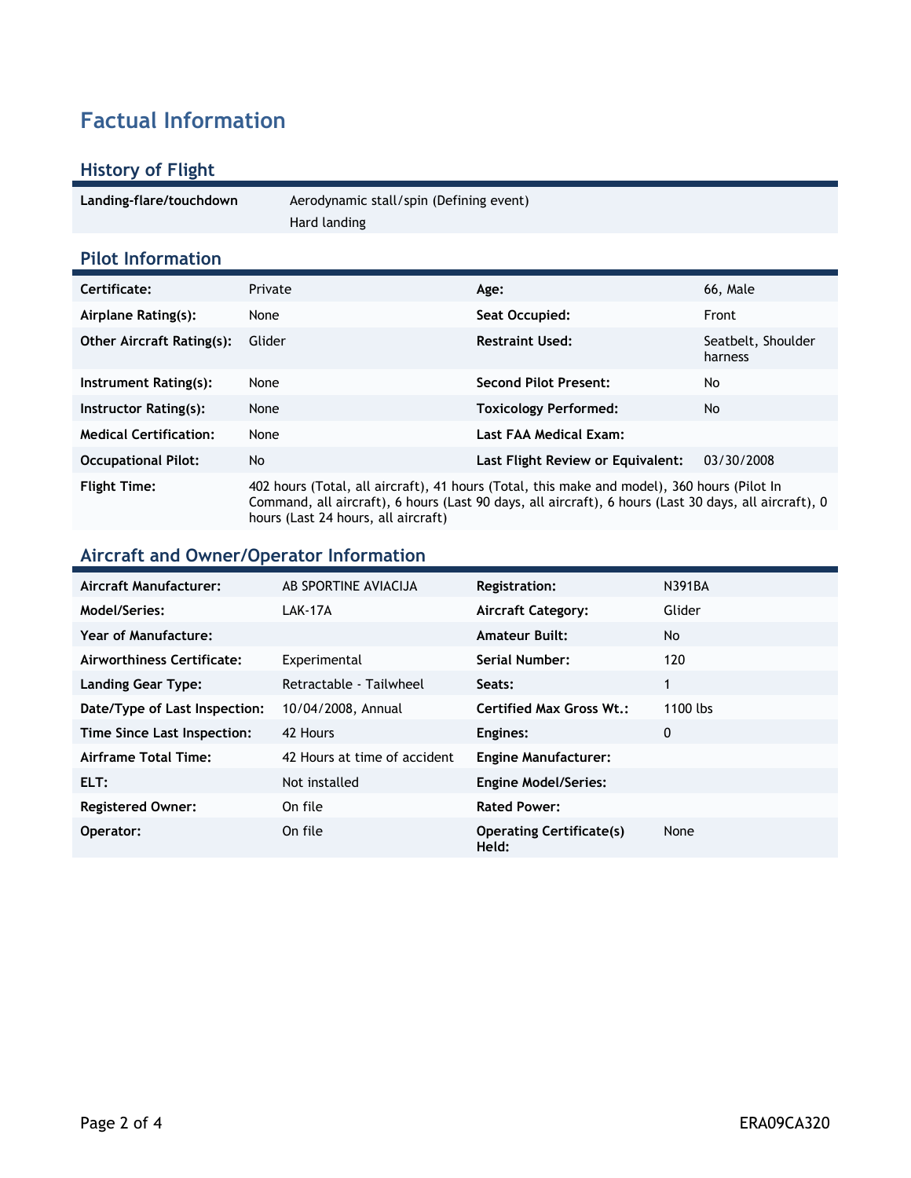# Factual Information

## History of Flight

| | |
|---|---|
| **Landing-flare/touchdown** | Aerodynamic stall/spin (Defining event) |
| | Hard landing |

## Pilot Information

| | | | |
|---|---|---|---|
| **Certificate:** | Private | **Age:** | 66, Male |
| **Airplane Rating(s):** | None | **Seat Occupied:** | Front |
| **Other Aircraft Rating(s):** | Glider | **Restraint Used:** | Seatbelt, Shoulder harness |
| **Instrument Rating(s):** | None | **Second Pilot Present:** | No |
| **Instructor Rating(s):** | None | **Toxicology Performed:** | No |
| **Medical Certification:** | None | **Last FAA Medical Exam:** | |
| **Occupational Pilot:** | No | **Last Flight Review or Equivalent:** | 03/30/2008 |
| **Flight Time:** | 402 hours (Total, all aircraft), 41 hours (Total, this make and model), 360 hours (Pilot In Command, all aircraft), 6 hours (Last 90 days, all aircraft), 6 hours (Last 30 days, all aircraft), 0 hours (Last 24 hours, all aircraft) | | |

## Aircraft and Owner/Operator Information

| | | | |
|---|---|---|---|
| **Aircraft Manufacturer:** | AB SPORTINE AVIACIJA | **Registration:** | N391BA |
| **Model/Series:** | LAK-17A | **Aircraft Category:** | Glider |
| **Year of Manufacture:** | | **Amateur Built:** | No |
| **Airworthiness Certificate:** | Experimental | **Serial Number:** | 120 |
| **Landing Gear Type:** | Retractable - Tailwheel | **Seats:** | 1 |
| **Date/Type of Last Inspection:** | 10/04/2008, Annual | **Certified Max Gross Wt.:** | 1100 lbs |
| **Time Since Last Inspection:** | 42 Hours | **Engines:** | 0 |
| **Airframe Total Time:** | 42 Hours at time of accident | **Engine Manufacturer:** | |
| **ELT:** | Not installed | **Engine Model/Series:** | |
| **Registered Owner:** | On file | **Rated Power:** | |
| **Operator:** | On file | **Operating Certificate(s) Held:** | None |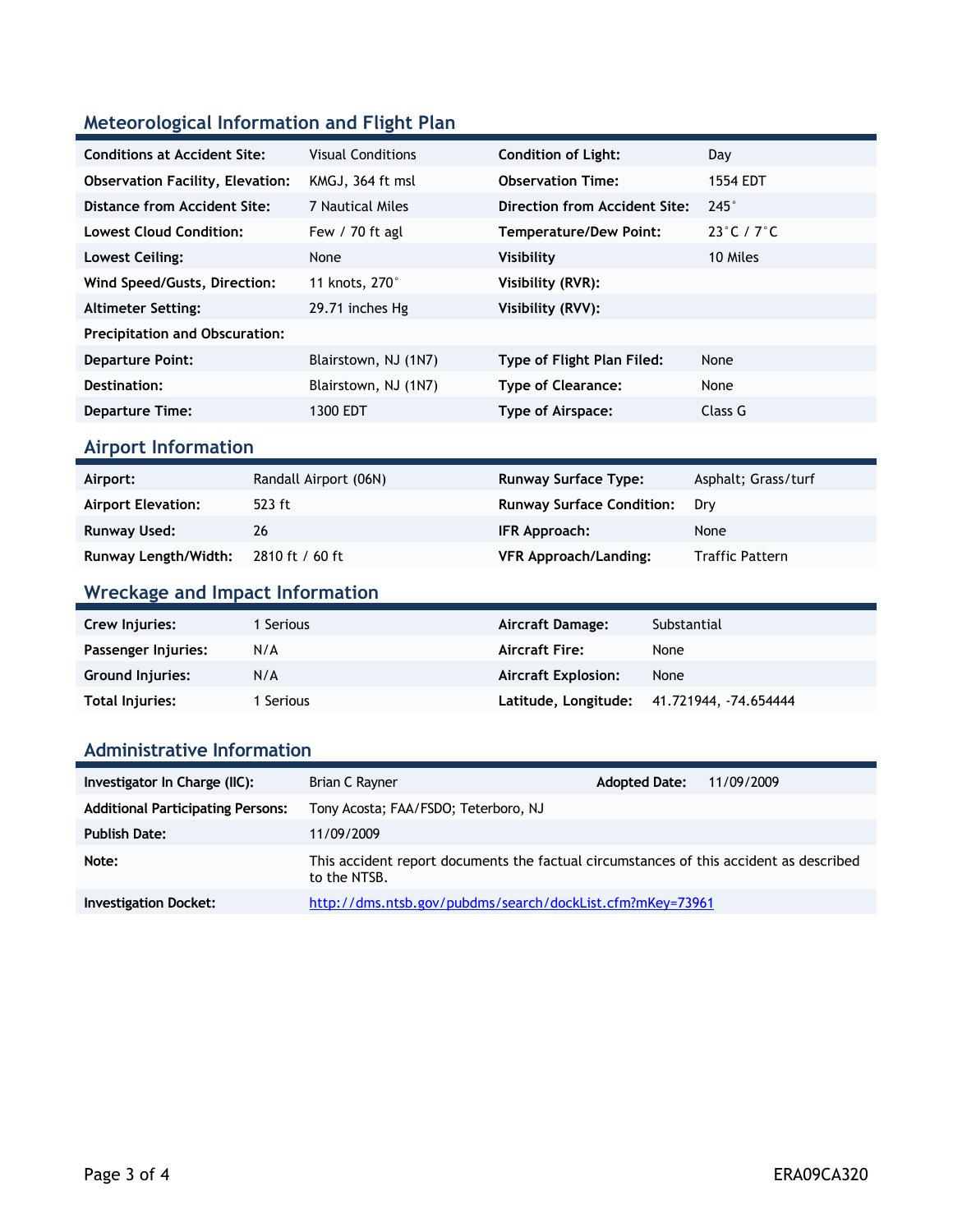## Meteorological Information and Flight Plan

| | | | |
|---|---|---|---|
| **Conditions at Accident Site:** | Visual Conditions | **Condition of Light:** | Day |
| **Observation Facility, Elevation:** | KMGJ, 364 ft msl | **Observation Time:** | 1554 EDT |
| **Distance from Accident Site:** | 7 Nautical Miles | **Direction from Accident Site:** | 245° |
| **Lowest Cloud Condition:** | Few / 70 ft agl | **Temperature/Dew Point:** | 23°C / 7°C |
| **Lowest Ceiling:** | None | **Visibility** | 10 Miles |
| **Wind Speed/Gusts, Direction:** | 11 knots, 270° | **Visibility (RVR):** | |
| **Altimeter Setting:** | 29.71 inches Hg | **Visibility (RVV):** | |
| **Precipitation and Obscuration:** | | | |
| **Departure Point:** | Blairstown, NJ (1N7) | **Type of Flight Plan Filed:** | None |
| **Destination:** | Blairstown, NJ (1N7) | **Type of Clearance:** | None |
| **Departure Time:** | 1300 EDT | **Type of Airspace:** | Class G |

## Airport Information

| | | | |
|---|---|---|---|
| **Airport:** | Randall Airport (06N) | **Runway Surface Type:** | Asphalt; Grass/turf |
| **Airport Elevation:** | 523 ft | **Runway Surface Condition:** | Dry |
| **Runway Used:** | 26 | **IFR Approach:** | None |
| **Runway Length/Width:** | 2810 ft / 60 ft | **VFR Approach/Landing:** | Traffic Pattern |

## Wreckage and Impact Information

| | | | |
|---|---|---|---|
| **Crew Injuries:** | 1 Serious | **Aircraft Damage:** | Substantial |
| **Passenger Injuries:** | N/A | **Aircraft Fire:** | None |
| **Ground Injuries:** | N/A | **Aircraft Explosion:** | None |
| **Total Injuries:** | 1 Serious | **Latitude, Longitude:** | 41.721944, -74.654444 |

## Administrative Information

| | | | |
|---|---|---|---|
| **Investigator In Charge (IIC):** | Brian C Rayner | **Adopted Date:** | 11/09/2009 |
| **Additional Participating Persons:** | Tony Acosta; FAA/FSDO; Teterboro, NJ | | |
| **Publish Date:** | 11/09/2009 | | |
| **Note:** | This accident report documents the factual circumstances of this accident as described to the NTSB. | | |
| **Investigation Docket:** | http://dms.ntsb.gov/pubdms/search/dockList.cfm?mKey=73961 | | |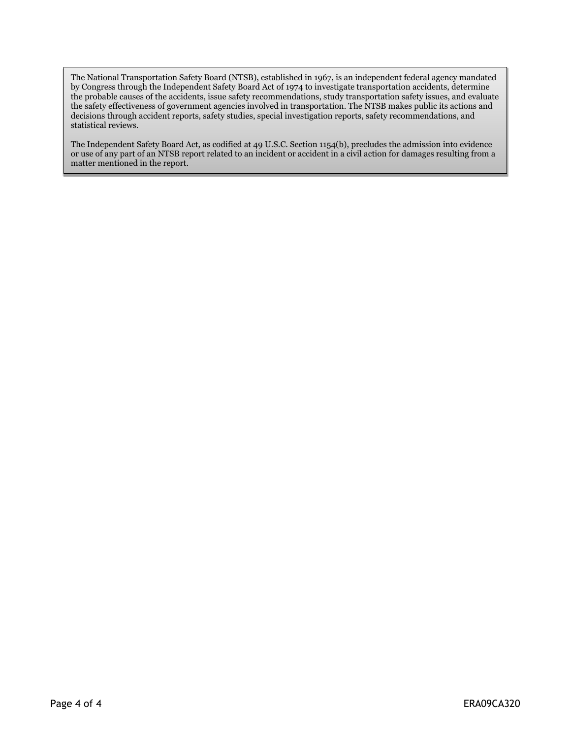The National Transportation Safety Board (NTSB), established in 1967, is an independent federal agency mandated by Congress through the Independent Safety Board Act of 1974 to investigate transportation accidents, determine the probable causes of the accidents, issue safety recommendations, study transportation safety issues, and evaluate the safety effectiveness of government agencies involved in transportation. The NTSB makes public its actions and decisions through accident reports, safety studies, special investigation reports, safety recommendations, and statistical reviews.

The Independent Safety Board Act, as codified at 49 U.S.C. Section 1154(b), precludes the admission into evidence or use of any part of an NTSB report related to an incident or accident in a civil action for damages resulting from a matter mentioned in the report.